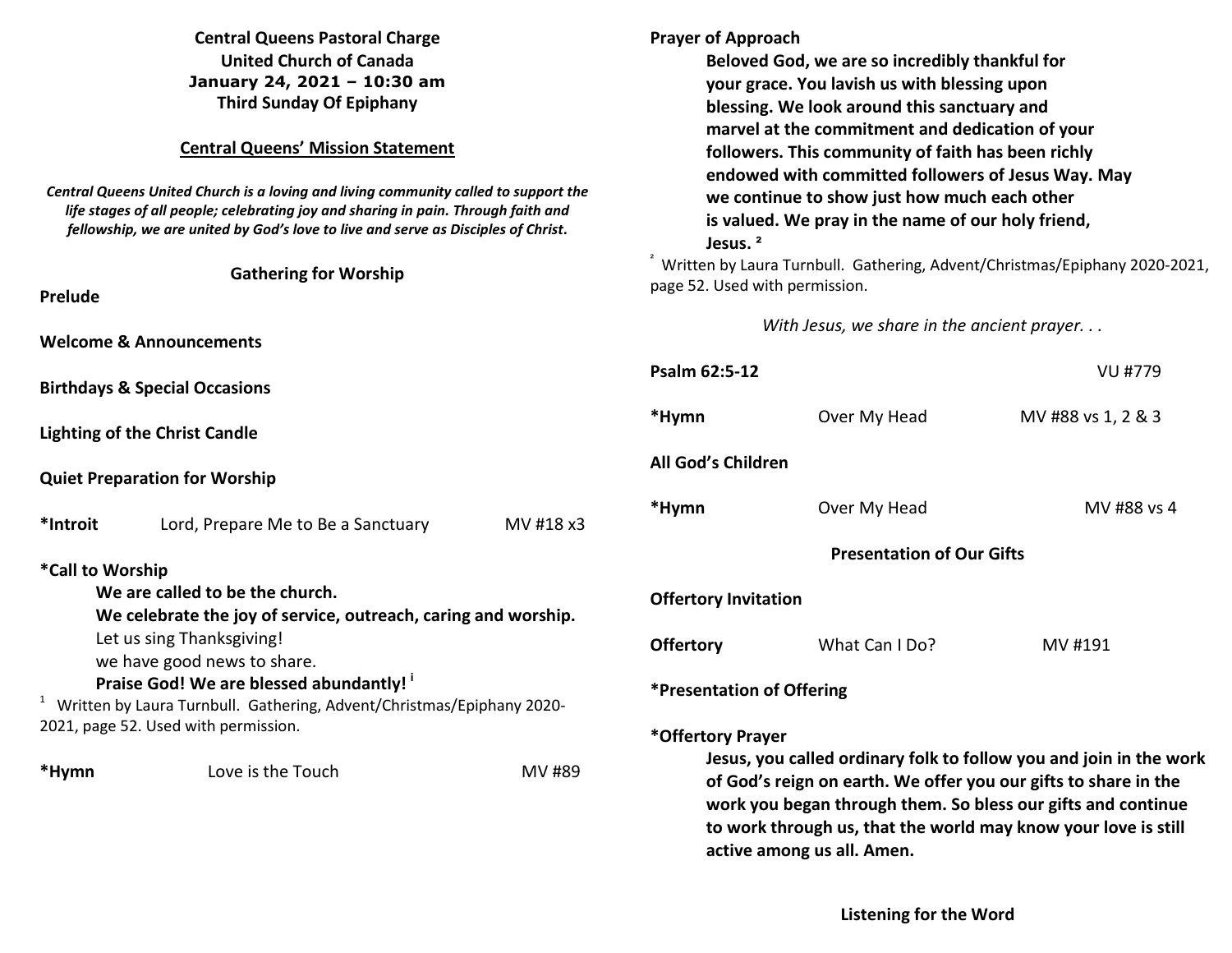**Central Queens Pastoral Charge**
**United Church of Canada**
**January 24, 2021 – 10:30 am**
**Third Sunday Of Epiphany**

**Central Queens' Mission Statement**

***Central Queens United Church is a loving and living community called to support the life stages of all people; celebrating joy and sharing in pain. Through faith and fellowship, we are united by God's love to live and serve as Disciples of Christ.***

## Gathering for Worship

**Prelude**

**Welcome & Announcements**

**Birthdays & Special Occasions**

**Lighting of the Christ Candle**

**Quiet Preparation for Worship**

**\*Introit** Lord, Prepare Me to Be a Sanctuary MV #18 x3

**\*Call to Worship**

**We are called to be the church.**
**We celebrate the joy of service, outreach, caring and worship.**
Let us sing Thanksgiving!
we have good news to share.
**Praise God! We are blessed abundantly!** [i]

[1] Written by Laura Turnbull. Gathering, Advent/Christmas/Epiphany 2020-2021, page 52. Used with permission.

**\*Hymn** Love is the Touch MV #89

**Prayer of Approach**

**Beloved God, we are so incredibly thankful for your grace. You lavish us with blessing upon blessing. We look around this sanctuary and marvel at the commitment and dedication of your followers. This community of faith has been richly endowed with committed followers of Jesus Way. May we continue to show just how much each other is valued. We pray in the name of our holy friend, Jesus.** [2]

[2] Written by Laura Turnbull. Gathering, Advent/Christmas/Epiphany 2020-2021, page 52. Used with permission.

*With Jesus, we share in the ancient prayer. . .*

**Psalm 62:5-12** VU #779

**\*Hymn** Over My Head MV #88 vs 1, 2 & 3

**All God's Children**

**\*Hymn** Over My Head MV #88 vs 4

## Presentation of Our Gifts

**Offertory Invitation**

**Offertory** What Can I Do? MV #191

**\*Presentation of Offering**

**\*Offertory Prayer**

**Jesus, you called ordinary folk to follow you and join in the work of God's reign on earth. We offer you our gifts to share in the work you began through them. So bless our gifts and continue to work through us, that the world may know your love is still active among us all. Amen.**

## Listening for the Word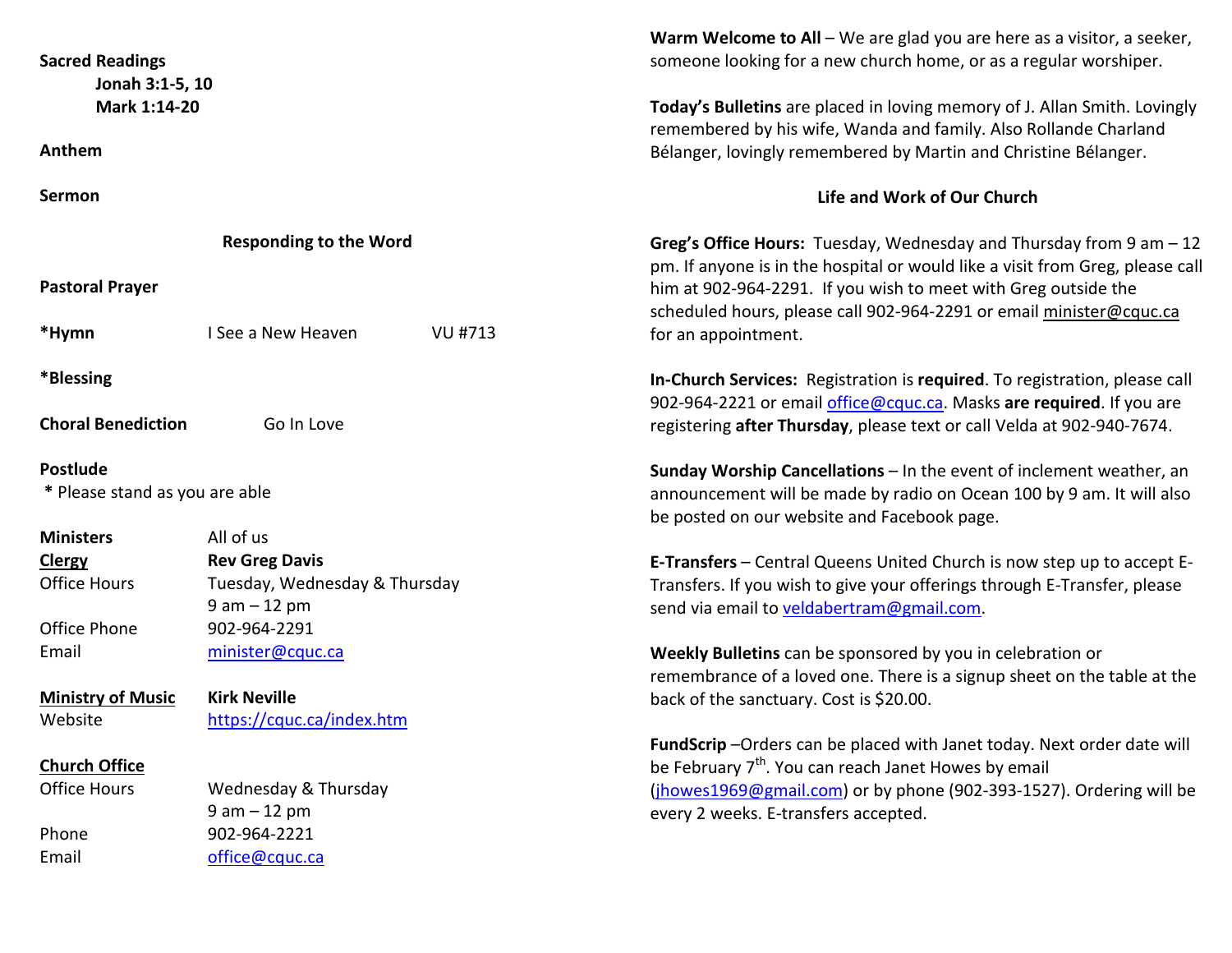**Sacred Readings**

**Jonah 3:1-5, 10**

**Mark 1:14-20**

**Anthem**

**Sermon**

**Responding to the Word**

**Pastoral Prayer**

**\*Hymn** I See a New Heaven VU #713

**\*Blessing**

**Choral Benediction** Go In Love

**Postlude**

\* Please stand as you are able

**Ministers** All of us

**Clergy** **Rev Greg Davis**

Office Hours Tuesday, Wednesday & Thursday 9 am – 12 pm

Office Phone 902-964-2291

Email minister@cquc.ca

**Ministry of Music** **Kirk Neville**

Website https://cquc.ca/index.htm

**Church Office**

Office Hours Wednesday & Thursday 9 am – 12 pm

Phone 902-964-2221

Email office@cquc.ca

**Warm Welcome to All** – We are glad you are here as a visitor, a seeker, someone looking for a new church home, or as a regular worshiper.

**Today's Bulletins** are placed in loving memory of J. Allan Smith. Lovingly remembered by his wife, Wanda and family. Also Rollande Charland Bélanger, lovingly remembered by Martin and Christine Bélanger.

**Life and Work of Our Church**

**Greg's Office Hours:** Tuesday, Wednesday and Thursday from 9 am – 12 pm. If anyone is in the hospital or would like a visit from Greg, please call him at 902-964-2291. If you wish to meet with Greg outside the scheduled hours, please call 902-964-2291 or email minister@cquc.ca for an appointment.

**In-Church Services:** Registration is **required**. To registration, please call 902-964-2221 or email office@cquc.ca. Masks **are required**. If you are registering **after Thursday**, please text or call Velda at 902-940-7674.

**Sunday Worship Cancellations** – In the event of inclement weather, an announcement will be made by radio on Ocean 100 by 9 am. It will also be posted on our website and Facebook page.

**E-Transfers** – Central Queens United Church is now step up to accept E-Transfers. If you wish to give your offerings through E-Transfer, please send via email to veldabertram@gmail.com.

**Weekly Bulletins** can be sponsored by you in celebration or remembrance of a loved one. There is a signup sheet on the table at the back of the sanctuary. Cost is $20.00.

**FundScrip** –Orders can be placed with Janet today. Next order date will be February 7th. You can reach Janet Howes by email (jhowes1969@gmail.com) or by phone (902-393-1527). Ordering will be every 2 weeks. E-transfers accepted.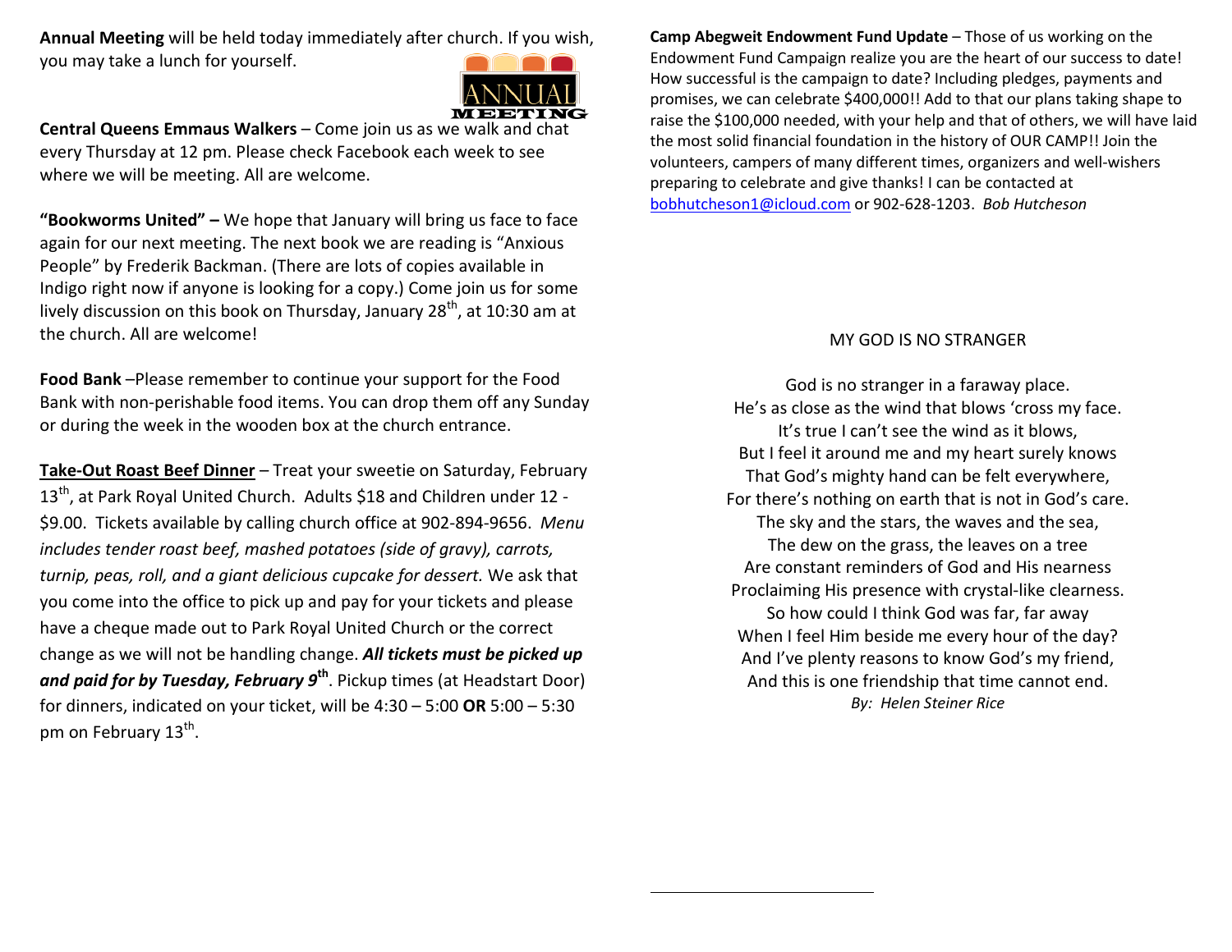**Annual Meeting** will be held today immediately after church. If you wish, you may take a lunch for yourself.

**Central Queens Emmaus Walkers** – Come join us as we walk and chat every Thursday at 12 pm. Please check Facebook each week to see where we will be meeting. All are welcome.

**"Bookworms United" –** We hope that January will bring us face to face again for our next meeting. The next book we are reading is "Anxious People" by Frederik Backman. (There are lots of copies available in Indigo right now if anyone is looking for a copy.) Come join us for some lively discussion on this book on Thursday, January 28th, at 10:30 am at the church. All are welcome!

**Food Bank** –Please remember to continue your support for the Food Bank with non-perishable food items. You can drop them off any Sunday or during the week in the wooden box at the church entrance.

**Take-Out Roast Beef Dinner** – Treat your sweetie on Saturday, February 13th, at Park Royal United Church. Adults $18 and Children under 12 - $9.00. Tickets available by calling church office at 902-894-9656. *Menu includes tender roast beef, mashed potatoes (side of gravy), carrots, turnip, peas, roll, and a giant delicious cupcake for dessert.* We ask that you come into the office to pick up and pay for your tickets and please have a cheque made out to Park Royal United Church or the correct change as we will not be handling change. ***All tickets must be picked up and paid for by Tuesday, February 9th***. Pickup times (at Headstart Door) for dinners, indicated on your ticket, will be 4:30 – 5:00 **OR** 5:00 – 5:30 pm on February 13th.

**Camp Abegweit Endowment Fund Update** – Those of us working on the Endowment Fund Campaign realize you are the heart of our success to date! How successful is the campaign to date? Including pledges, payments and promises, we can celebrate $400,000!! Add to that our plans taking shape to raise the $100,000 needed, with your help and that of others, we will have laid the most solid financial foundation in the history of OUR CAMP!! Join the volunteers, campers of many different times, organizers and well-wishers preparing to celebrate and give thanks! I can be contacted at bobhutcheson1@icloud.com or 902-628-1203. *Bob Hutcheson*

MY GOD IS NO STRANGER

God is no stranger in a faraway place.
He's as close as the wind that blows 'cross my face.
It's true I can't see the wind as it blows,
But I feel it around me and my heart surely knows
That God's mighty hand can be felt everywhere,
For there's nothing on earth that is not in God's care.
The sky and the stars, the waves and the sea,
The dew on the grass, the leaves on a tree
Are constant reminders of God and His nearness
Proclaiming His presence with crystal-like clearness.
So how could I think God was far, far away
When I feel Him beside me every hour of the day?
And I've plenty reasons to know God's my friend,
And this is one friendship that time cannot end.
*By: Helen Steiner Rice*